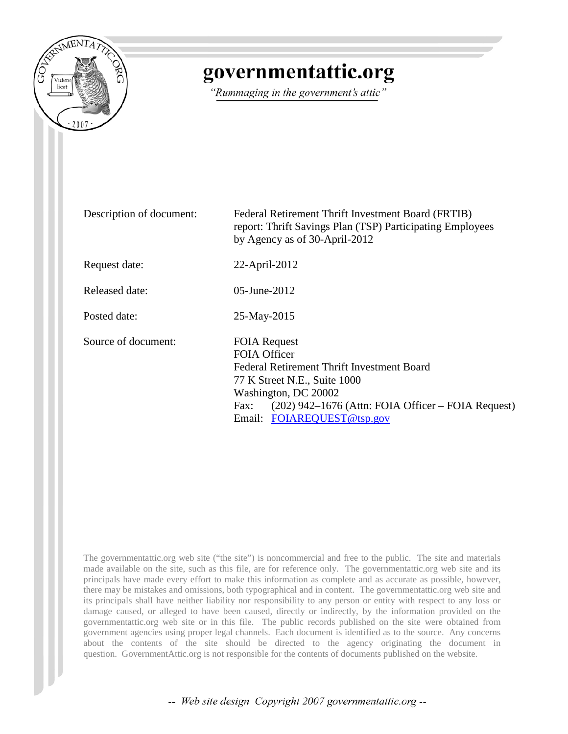# governmentattic.org

*"Rummaging in the government's attic"*

| | |
|---|---|
| Description of document: | Federal Retirement Thrift Investment Board (FRTIB) report: Thrift Savings Plan (TSP) Participating Employees by Agency as of 30-April-2012 |
| Request date: | 22-April-2012 |
| Released date: | 05-June-2012 |
| Posted date: | 25-May-2015 |
| Source of document: | FOIA Request<br>FOIA Officer<br>Federal Retirement Thrift Investment Board<br>77 K Street N.E., Suite 1000<br>Washington, DC 20002<br>Fax: (202) 942–1676 (Attn: FOIA Officer – FOIA Request)<br>Email: FOIAREQUEST@tsp.gov |

The governmentattic.org web site ("the site") is noncommercial and free to the public. The site and materials made available on the site, such as this file, are for reference only. The governmentattic.org web site and its principals have made every effort to make this information as complete and as accurate as possible, however, there may be mistakes and omissions, both typographical and in content. The governmentattic.org web site and its principals shall have neither liability nor responsibility to any person or entity with respect to any loss or damage caused, or alleged to have been caused, directly or indirectly, by the information provided on the governmentattic.org web site or in this file. The public records published on the site were obtained from government agencies using proper legal channels. Each document is identified as to the source. Any concerns about the contents of the site should be directed to the agency originating the document in question. GovernmentAttic.org is not responsible for the contents of documents published on the website.

*-- Web site design Copyright 2007 governmentattic.org --*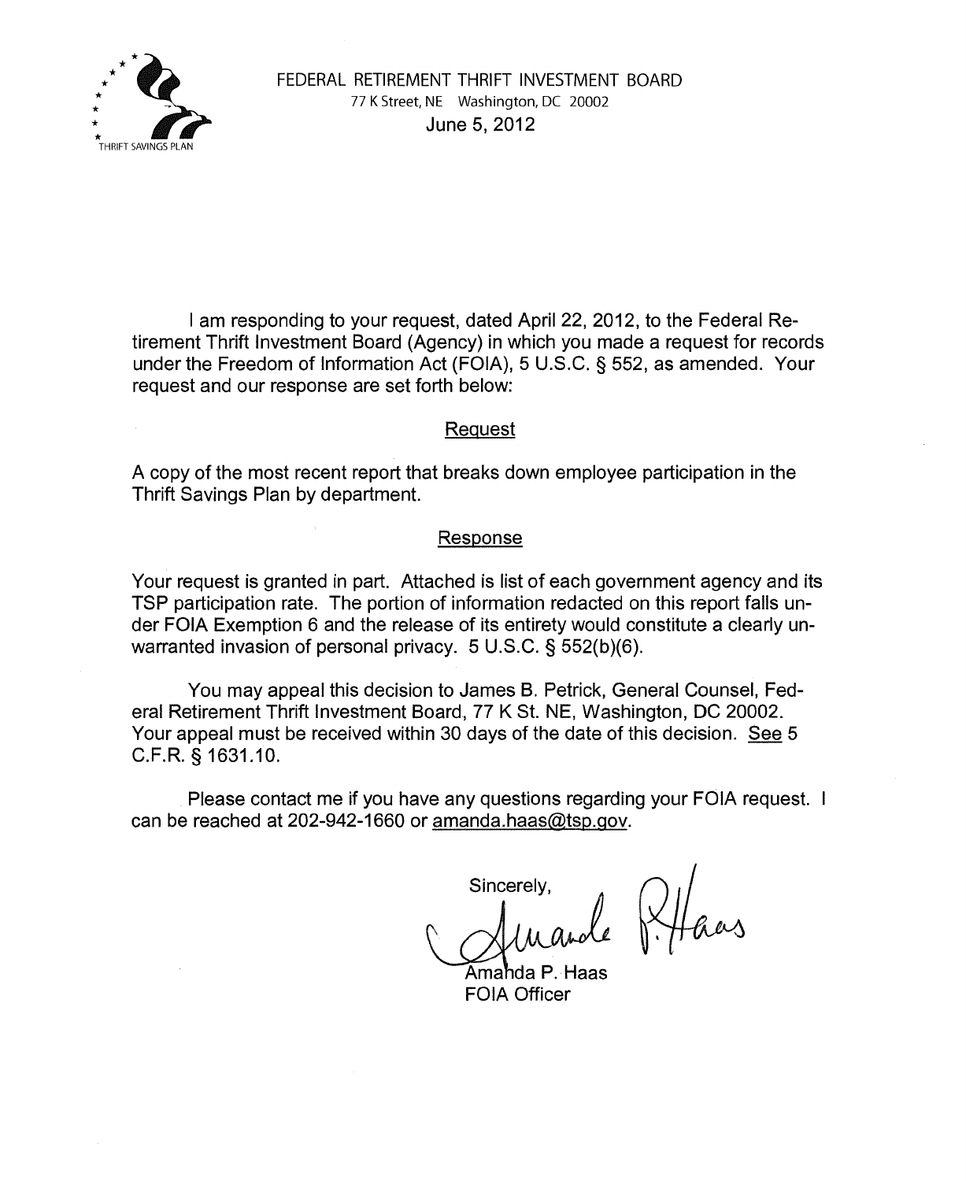THRIFT SAVINGS PLAN

FEDERAL RETIREMENT THRIFT INVESTMENT BOARD
77 K Street, NE Washington, DC 20002
June 5, 2012

I am responding to your request, dated April 22, 2012, to the Federal Retirement Thrift Investment Board (Agency) in which you made a request for records under the Freedom of Information Act (FOIA), 5 U.S.C. § 552, as amended. Your request and our response are set forth below:

## Request

A copy of the most recent report that breaks down employee participation in the Thrift Savings Plan by department.

## Response

Your request is granted in part. Attached is list of each government agency and its TSP participation rate. The portion of information redacted on this report falls under FOIA Exemption 6 and the release of its entirety would constitute a clearly unwarranted invasion of personal privacy. 5 U.S.C. § 552(b)(6).

You may appeal this decision to James B. Petrick, General Counsel, Federal Retirement Thrift Investment Board, 77 K St. NE, Washington, DC 20002. Your appeal must be received within 30 days of the date of this decision. See 5 C.F.R. § 1631.10.

Please contact me if you have any questions regarding your FOIA request. I can be reached at 202-942-1660 or amanda.haas@tsp.gov.

Sincerely,

Amanda P. Haas
FOIA Officer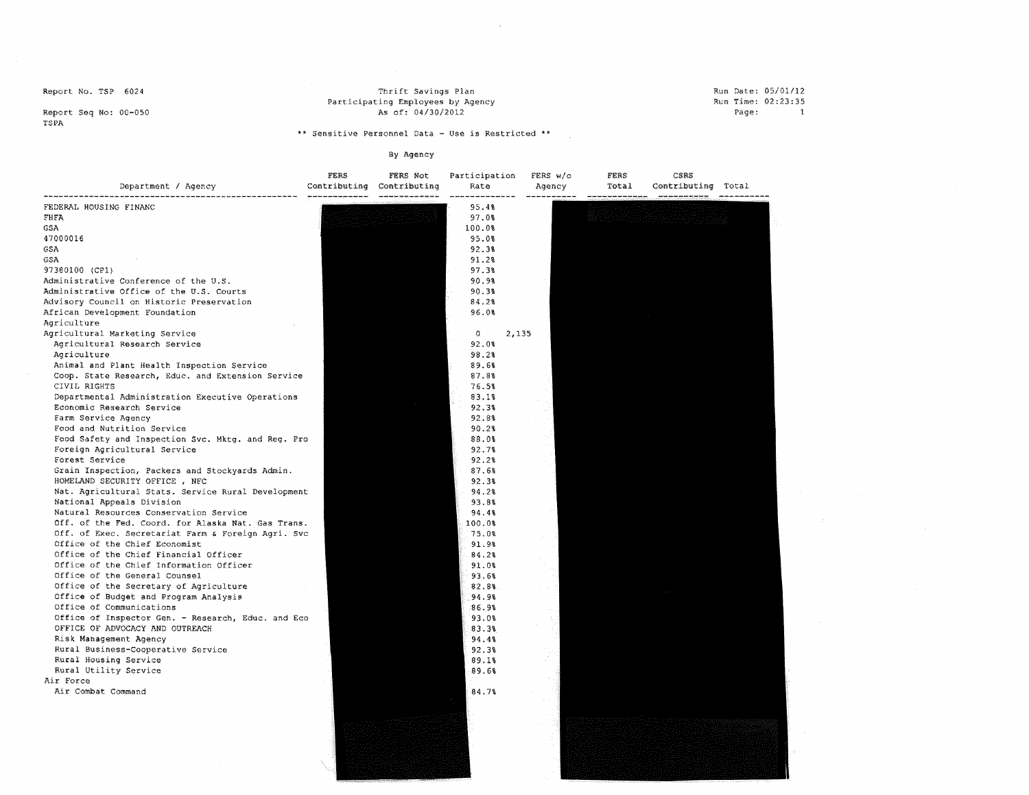Report No. TSP 6024
Report Seq No: 00-050
TSPA

**Thrift Savings Plan**
**Participating Employees by Agency**
**As of: 04/30/2012**

Run Date: 05/01/12
Run Time: 02:23:35

** Sensitive Personnel Data - Use is Restricted **

By Agency

| Department / Agency | FERS Contributing | FERS Not Contributing | Participation Rate | FERS w/o Agency | FERS Total | CSRS Contributing | Total |
|---|---|---|---|---|---|---|---|
| FEDERAL HOUSING FINANC | | | 95.4% | | | | |
| FHFA | | | 97.0% | | | | |
| GSA | | | 100.0% | | | | |
| 47000016 | | | 95.0% | | | | |
| GSA | | | 92.3% | | | | |
| GSA | | | 91.2% | | | | |
| 97380100 (CP1) | | | 97.3% | | | | |
| Administrative Conference of the U.S. | | | 90.9% | | | | |
| Administrative Office of the U.S. Courts | | | 90.3% | | | | |
| Advisory Council on Historic Preservation | | | 84.2% | | | | |
| African Development Foundation | | | 96.0% | | | | |
| Agriculture | | | | | | | |
| Agricultural Marketing Service | | | 0 | 2,135 | | | |
| Agricultural Research Service | | | 92.0% | | | | |
| Agriculture | | | 98.2% | | | | |
| Animal and Plant Health Inspection Service | | | 89.6% | | | | |
| Coop. State Research, Educ. and Extension Service | | | 87.8% | | | | |
| CIVIL RIGHTS | | | 76.5% | | | | |
| Departmental Administration Executive Operations | | | 83.1% | | | | |
| Economic Research Service | | | 92.3% | | | | |
| Farm Service Agency | | | 92.8% | | | | |
| Food and Nutrition Service | | | 90.2% | | | | |
| Food Safety and Inspection Svc. Mktg. and Reg. Pro | | | 88.0% | | | | |
| Foreign Agricultural Service | | | 92.7% | | | | |
| Forest Service | | | 92.2% | | | | |
| Grain Inspection, Packers and Stockyards Admin. | | | 87.6% | | | | |
| HOMELAND SECURITY OFFICE , NFC | | | 92.3% | | | | |
| Nat. Agricultural Stats. Service Rural Development | | | 94.2% | | | | |
| National Appeals Division | | | 93.8% | | | | |
| Natural Resources Conservation Service | | | 94.4% | | | | |
| Off. of the Fed. Coord. for Alaska Nat. Gas Trans. | | | 100.0% | | | | |
| Off. of Exec. Secretariat Farm & Foreign Agri. Svc | | | 75.0% | | | | |
| Office of the Chief Economist | | | 91.9% | | | | |
| Office of the Chief Financial Officer | | | 84.2% | | | | |
| Office of the Chief Information Officer | | | 91.0% | | | | |
| Office of the General Counsel | | | 93.6% | | | | |
| Office of the Secretary of Agriculture | | | 82.8% | | | | |
| Office of Budget and Program Analysis | | | 94.9% | | | | |
| Office of Communications | | | 86.9% | | | | |
| Office of Inspector Gen. - Research, Educ. and Eco | | | 93.0% | | | | |
| OFFICE OF ADVOCACY AND OUTREACH | | | 83.3% | | | | |
| Risk Management Agency | | | 94.4% | | | | |
| Rural Business-Cooperative Service | | | 92.3% | | | | |
| Rural Housing Service | | | 89.1% | | | | |
| Rural Utility Service | | | 89.6% | | | | |
| Air Force | | | | | | | |
| Air Combat Command | | | 84.7% | | | | |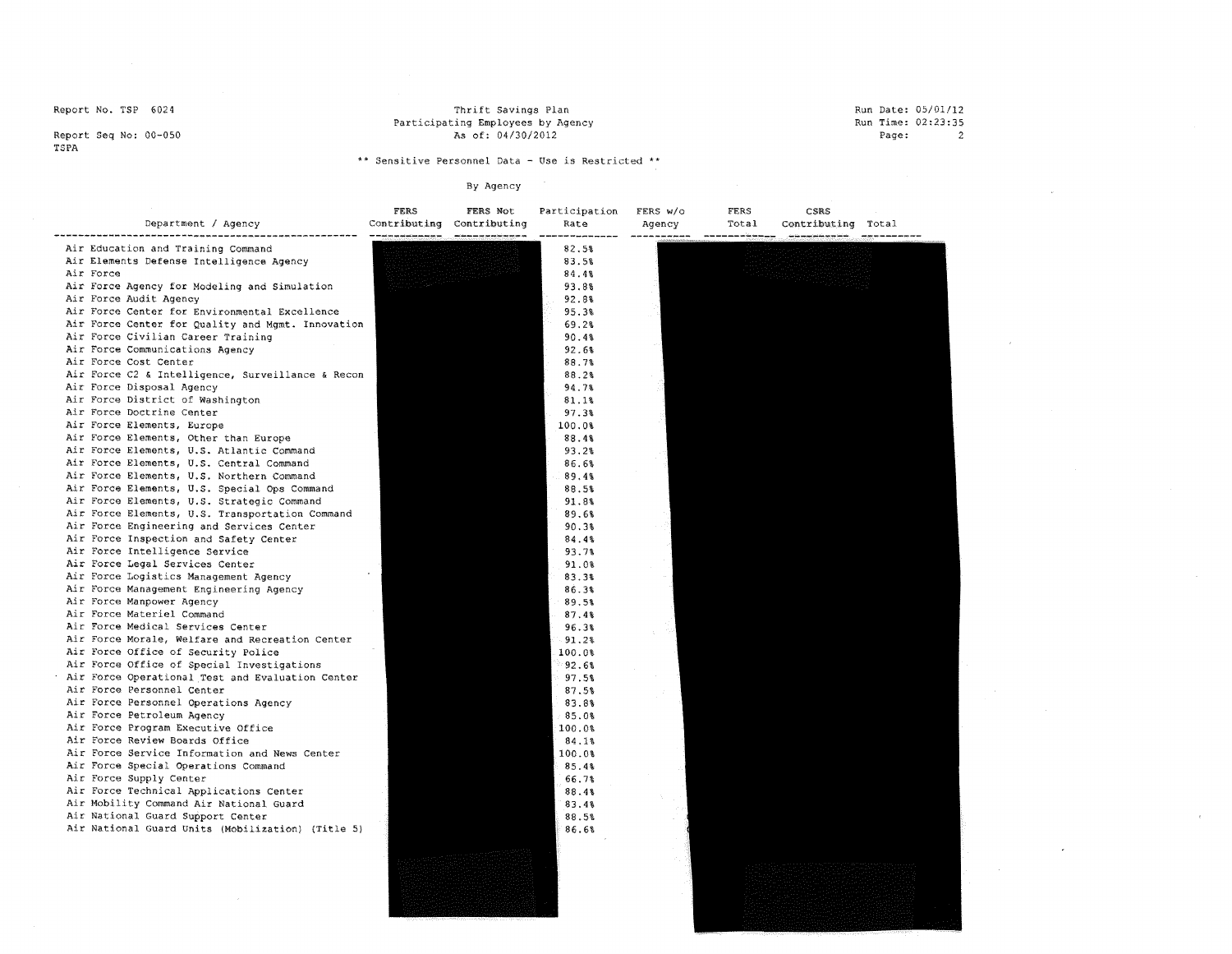Report No. TSP 6024

Report Seq No: 00-050

TSPA

Thrift Savings Plan

Participating Employees by Agency

As of: 04/30/2012

Run Date: 05/01/12

Run Time: 02:23:35

\*\* Sensitive Personnel Data - Use is Restricted \*\*

By Agency

| Department / Agency | FERS Contributing | FERS Not Contributing | Participation Rate | FERS w/o Agency | FERS Total | CSRS Contributing | Total |
|---|---|---|---|---|---|---|---|
| Air Education and Training Command | | | 82.5% | | | | |
| Air Elements Defense Intelligence Agency | | | 83.5% | | | | |
| Air Force | | | 84.4% | | | | |
| Air Force Agency for Modeling and Simulation | | | 93.8% | | | | |
| Air Force Audit Agency | | | 92.8% | | | | |
| Air Force Center for Environmental Excellence | | | 95.3% | | | | |
| Air Force Center for Quality and Mgmt. Innovation | | | 69.2% | | | | |
| Air Force Civilian Career Training | | | 90.4% | | | | |
| Air Force Communications Agency | | | 92.6% | | | | |
| Air Force Cost Center | | | 88.7% | | | | |
| Air Force C2 & Intelligence, Surveillance & Recon | | | 88.2% | | | | |
| Air Force Disposal Agency | | | 94.7% | | | | |
| Air Force District of Washington | | | 81.1% | | | | |
| Air Force Doctrine Center | | | 97.3% | | | | |
| Air Force Elements, Europe | | | 100.0% | | | | |
| Air Force Elements, Other than Europe | | | 88.4% | | | | |
| Air Force Elements, U.S. Atlantic Command | | | 93.2% | | | | |
| Air Force Elements, U.S. Central Command | | | 86.6% | | | | |
| Air Force Elements, U.S. Northern Command | | | 89.4% | | | | |
| Air Force Elements, U.S. Special Ops Command | | | 88.5% | | | | |
| Air Force Elements, U.S. Strategic Command | | | 91.8% | | | | |
| Air Force Elements, U.S. Transportation Command | | | 89.6% | | | | |
| Air Force Engineering and Services Center | | | 90.3% | | | | |
| Air Force Inspection and Safety Center | | | 84.4% | | | | |
| Air Force Intelligence Service | | | 93.7% | | | | |
| Air Force Legal Services Center | | | 91.0% | | | | |
| Air Force Logistics Management Agency | | | 83.3% | | | | |
| Air Force Management Engineering Agency | | | 86.3% | | | | |
| Air Force Manpower Agency | | | 89.5% | | | | |
| Air Force Materiel Command | | | 87.4% | | | | |
| Air Force Medical Services Center | | | 96.3% | | | | |
| Air Force Morale, Welfare and Recreation Center | | | 91.2% | | | | |
| Air Force Office of Security Police | | | 100.0% | | | | |
| Air Force Office of Special Investigations | | | 92.6% | | | | |
| Air Force Operational Test and Evaluation Center | | | 97.5% | | | | |
| Air Force Personnel Center | | | 87.5% | | | | |
| Air Force Personnel Operations Agency | | | 83.8% | | | | |
| Air Force Petroleum Agency | | | 85.0% | | | | |
| Air Force Program Executive Office | | | 100.0% | | | | |
| Air Force Review Boards Office | | | 84.1% | | | | |
| Air Force Service Information and News Center | | | 100.0% | | | | |
| Air Force Special Operations Command | | | 85.4% | | | | |
| Air Force Supply Center | | | 66.7% | | | | |
| Air Force Technical Applications Center | | | 88.4% | | | | |
| Air Mobility Command Air National Guard | | | 83.4% | | | | |
| Air National Guard Support Center | | | 88.5% | | | | |
| Air National Guard Units (Mobilization) (Title 5) | | | 86.6% | | | | |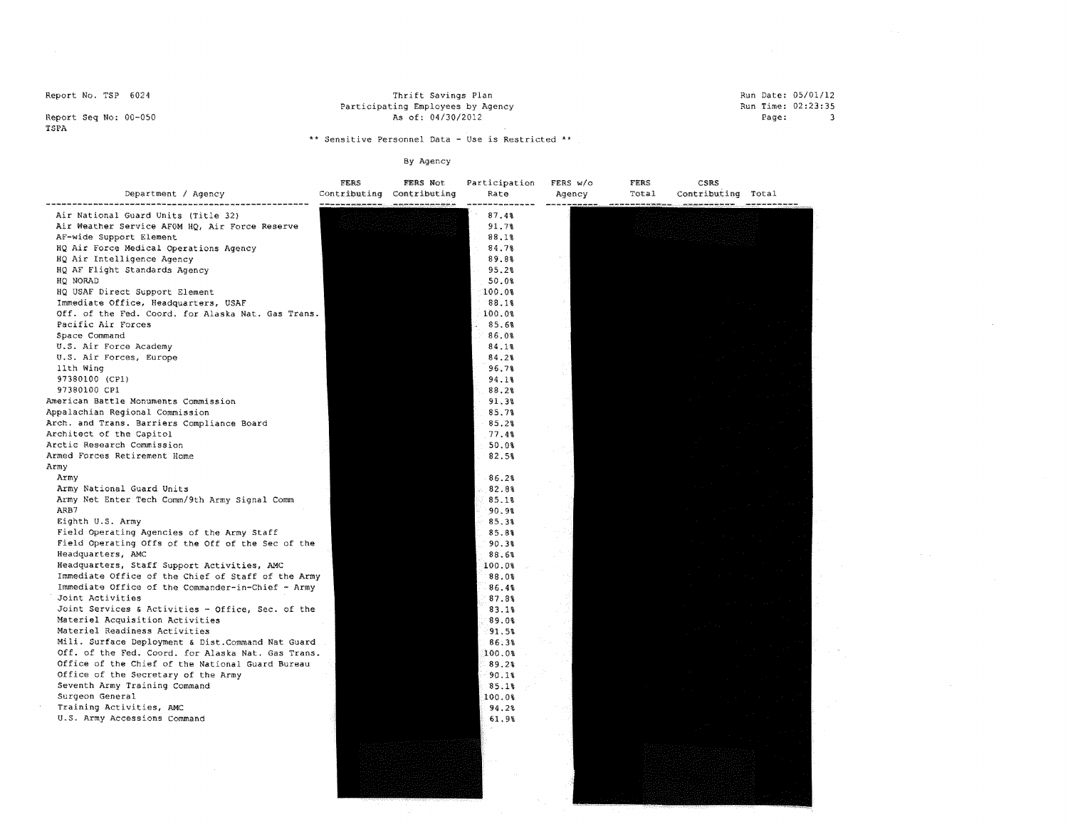Report No. TSP 6024

Report Seq No: 00-050

TSPA

Thrift Savings Plan
Participating Employees by Agency
As of: 04/30/2012

Run Date: 05/01/12
Run Time: 02:23:35

\*\* Sensitive Personnel Data - Use is Restricted \*\*

By Agency

| Department / Agency | FERS Contributing | FERS Not Contributing | Participation Rate | FERS w/o Agency | FERS Total | CSRS Contributing | Total |
|---|---|---|---|---|---|---|---|
| Air National Guard Units (Title 32) | | | 87.4% | | | | |
| Air Weather Service AFOM HQ, Air Force Reserve | | | 91.7% | | | | |
| AF-wide Support Element | | | 88.1% | | | | |
| HQ Air Force Medical Operations Agency | | | 84.7% | | | | |
| HQ Air Intelligence Agency | | | 89.8% | | | | |
| HQ AF Flight Standards Agency | | | 95.2% | | | | |
| HQ NORAD | | | 50.0% | | | | |
| HQ USAF Direct Support Element | | | 100.0% | | | | |
| Immediate Office, Headquarters, USAF | | | 88.1% | | | | |
| Off. of the Fed. Coord. for Alaska Nat. Gas Trans. | | | 100.0% | | | | |
| Pacific Air Forces | | | 85.6% | | | | |
| Space Command | | | 86.0% | | | | |
| U.S. Air Force Academy | | | 84.1% | | | | |
| U.S. Air Forces, Europe | | | 84.2% | | | | |
| 11th Wing | | | 96.7% | | | | |
| 97380100 (CP1) | | | 94.1% | | | | |
| 97380100 CP1 | | | 88.2% | | | | |
| American Battle Monuments Commission | | | 91.3% | | | | |
| Appalachian Regional Commission | | | 85.7% | | | | |
| Arch. and Trans. Barriers Compliance Board | | | 85.2% | | | | |
| Architect of the Capitol | | | 77.4% | | | | |
| Arctic Research Commission | | | 50.0% | | | | |
| Armed Forces Retirement Home | | | 82.5% | | | | |
| Army | | | | | | | |
| Army | | | 86.2% | | | | |
| Army National Guard Units | | | 82.8% | | | | |
| Army Net Enter Tech Comm/9th Army Signal Comm | | | 85.1% | | | | |
| ARB7 | | | 90.9% | | | | |
| Eighth U.S. Army | | | 85.3% | | | | |
| Field Operating Agencies of the Army Staff | | | 85.8% | | | | |
| Field Operating Offs of the Off of the Sec of the | | | 90.3% | | | | |
| Headquarters, AMC | | | 88.6% | | | | |
| Headquarters, Staff Support Activities, AMC | | | 100.0% | | | | |
| Immediate Office of the Chief of Staff of the Army | | | 88.0% | | | | |
| Immediate Office of the Commander-in-Chief - Army | | | 86.4% | | | | |
| Joint Activities | | | 87.8% | | | | |
| Joint Services & Activities - Office, Sec. of the | | | 83.1% | | | | |
| Materiel Acquisition Activities | | | 89.0% | | | | |
| Materiel Readiness Activities | | | 91.5% | | | | |
| Mili. Surface Deployment & Dist.Command Nat Guard | | | 86.3% | | | | |
| Off. of the Fed. Coord. for Alaska Nat. Gas Trans. | | | 100.0% | | | | |
| Office of the Chief of the National Guard Bureau | | | 89.2% | | | | |
| Office of the Secretary of the Army | | | 90.1% | | | | |
| Seventh Army Training Command | | | 85.1% | | | | |
| Surgeon General | | | 100.0% | | | | |
| Training Activities, AMC | | | 94.2% | | | | |
| U.S. Army Accessions Command | | | 61.9% | | | | |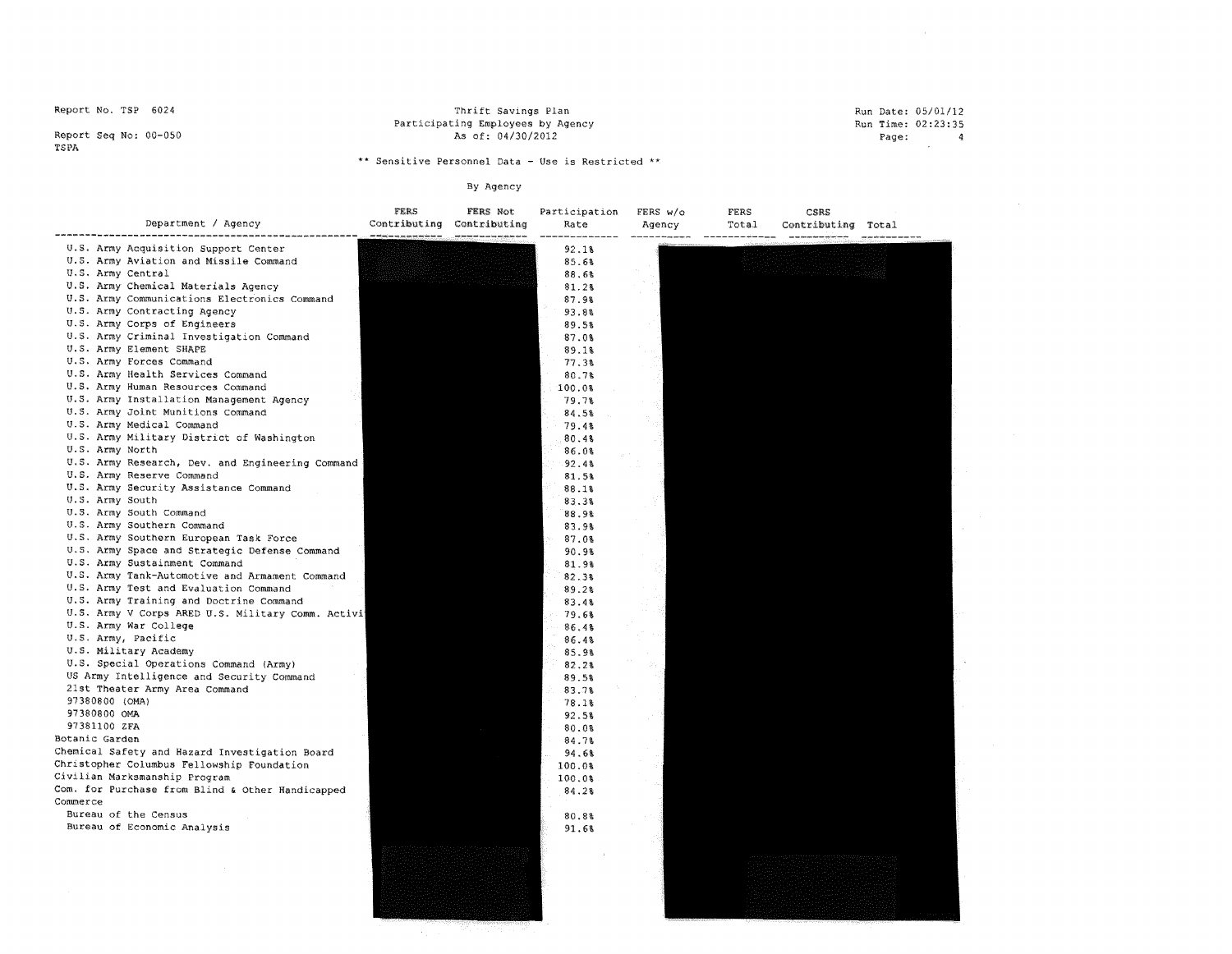Report No. TSP 6024

Report Seq No: 00-050

TSPA

Thrift Savings Plan
Participating Employees by Agency
As of: 04/30/2012

Run Date: 05/01/12
Run Time: 02:23:35

** Sensitive Personnel Data - Use is Restricted **

By Agency

| Department / Agency | FERS Contributing | FERS Not Contributing | Participation Rate | FERS w/o Agency | FERS Total | CSRS Contributing | Total |
|---|---|---|---|---|---|---|---|
| U.S. Army Acquisition Support Center | | | 92.1% | | | | |
| U.S. Army Aviation and Missile Command | | | 85.6% | | | | |
| U.S. Army Central | | | 88.6% | | | | |
| U.S. Army Chemical Materials Agency | | | 81.2% | | | | |
| U.S. Army Communications Electronics Command | | | 87.9% | | | | |
| U.S. Army Contracting Agency | | | 93.8% | | | | |
| U.S. Army Corps of Engineers | | | 89.5% | | | | |
| U.S. Army Criminal Investigation Command | | | 87.0% | | | | |
| U.S. Army Element SHAPE | | | 89.1% | | | | |
| U.S. Army Forces Command | | | 77.3% | | | | |
| U.S. Army Health Services Command | | | 80.7% | | | | |
| U.S. Army Human Resources Command | | | 100.0% | | | | |
| U.S. Army Installation Management Agency | | | 79.7% | | | | |
| U.S. Army Joint Munitions Command | | | 84.5% | | | | |
| U.S. Army Medical Command | | | 79.4% | | | | |
| U.S. Army Military District of Washington | | | 80.4% | | | | |
| U.S. Army North | | | 86.0% | | | | |
| U.S. Army Research, Dev. and Engineering Command | | | 92.4% | | | | |
| U.S. Army Reserve Command | | | 81.5% | | | | |
| U.S. Army Security Assistance Command | | | 88.1% | | | | |
| U.S. Army South | | | 83.3% | | | | |
| U.S. Army South Command | | | 88.9% | | | | |
| U.S. Army Southern Command | | | 83.9% | | | | |
| U.S. Army Southern European Task Force | | | 87.0% | | | | |
| U.S. Army Space and Strategic Defense Command | | | 90.9% | | | | |
| U.S. Army Sustainment Command | | | 81.9% | | | | |
| U.S. Army Tank-Automotive and Armament Command | | | 82.3% | | | | |
| U.S. Army Test and Evaluation Command | | | 89.2% | | | | |
| U.S. Army Training and Doctrine Command | | | 83.4% | | | | |
| U.S. Army V Corps ARED U.S. Military Comm. Activi | | | 79.6% | | | | |
| U.S. Army War College | | | 86.4% | | | | |
| U.S. Army, Pacific | | | 86.4% | | | | |
| U.S. Military Academy | | | 85.9% | | | | |
| U.S. Special Operations Command (Army) | | | 82.2% | | | | |
| US Army Intelligence and Security Command | | | 89.5% | | | | |
| 21st Theater Army Area Command | | | 83.7% | | | | |
| 97380800 (OMA) | | | 78.1% | | | | |
| 97380800 OMA | | | 92.5% | | | | |
| 97381100 ZFA | | | 80.0% | | | | |
| Botanic Garden | | | 84.7% | | | | |
| Chemical Safety and Hazard Investigation Board | | | 94.6% | | | | |
| Christopher Columbus Fellowship Foundation | | | 100.0% | | | | |
| Civilian Marksmanship Program | | | 100.0% | | | | |
| Com. for Purchase from Blind & Other Handicapped | | | 84.2% | | | | |
| Commerce | | | | | | | |
| Bureau of the Census | | | 80.8% | | | | |
| Bureau of Economic Analysis | | | 91.6% | | | | |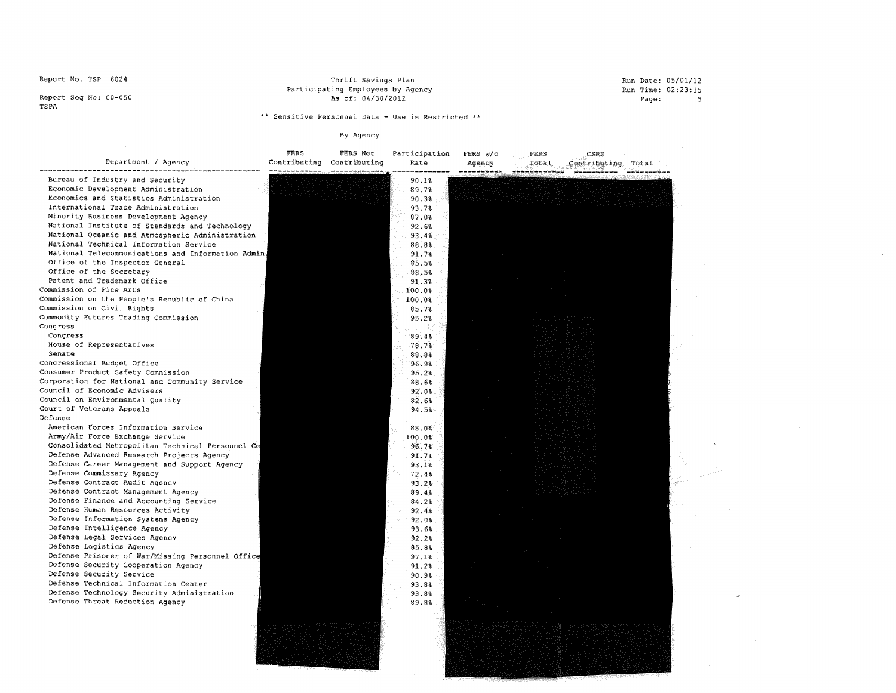Report No. TSP 6024

Report Seq No: 00-050

TSPA

Thrift Savings Plan
Participating Employees by Agency
As of: 04/30/2012

Run Date: 05/01/12
Run Time: 02:23:35

** Sensitive Personnel Data - Use is Restricted **

By Agency

| Department / Agency | FERS Contributing | FERS Not Contributing | Participation Rate | FERS w/o Agency | FERS Total | CSRS Contributing | Total |
|---|---|---|---|---|---|---|---|
| Bureau of Industry and Security | | | 90.1% | | | | |
| Economic Development Administration | | | 89.7% | | | | |
| Economics and Statistics Administration | | | 90.3% | | | | |
| International Trade Administration | | | 93.7% | | | | |
| Minority Business Development Agency | | | 87.0% | | | | |
| National Institute of Standards and Technology | | | 92.6% | | | | |
| National Oceanic and Atmospheric Administration | | | 93.4% | | | | |
| National Technical Information Service | | | 88.8% | | | | |
| National Telecommunications and Information Admin | | | 91.7% | | | | |
| Office of the Inspector General | | | 85.5% | | | | |
| Office of the Secretary | | | 88.5% | | | | |
| Patent and Trademark Office | | | 91.3% | | | | |
| Commission of Fine Arts | | | 100.0% | | | | |
| Commission on the People's Republic of China | | | 100.0% | | | | |
| Commission on Civil Rights | | | 85.7% | | | | |
| Commodity Futures Trading Commission | | | 95.2% | | | | |
| Congress | | | | | | | |
| Congress | | | 89.4% | | | | |
| House of Representatives | | | 78.7% | | | | |
| Senate | | | 88.8% | | | | |
| Congressional Budget Office | | | 96.9% | | | | |
| Consumer Product Safety Commission | | | 95.2% | | | | |
| Corporation for National and Community Service | | | 88.6% | | | | |
| Council of Economic Advisers | | | 92.0% | | | | |
| Council on Environmental Quality | | | 82.6% | | | | |
| Court of Veterans Appeals | | | 94.5% | | | | |
| Defense | | | | | | | |
| American Forces Information Service | | | 88.0% | | | | |
| Army/Air Force Exchange Service | | | 100.0% | | | | |
| Consolidated Metropolitan Technical Personnel Ce | | | 96.7% | | | | |
| Defense Advanced Research Projects Agency | | | 91.7% | | | | |
| Defense Career Management and Support Agency | | | 93.1% | | | | |
| Defense Commissary Agency | | | 72.4% | | | | |
| Defense Contract Audit Agency | | | 93.2% | | | | |
| Defense Contract Management Agency | | | 89.4% | | | | |
| Defense Finance and Accounting Service | | | 84.2% | | | | |
| Defense Human Resources Activity | | | 92.4% | | | | |
| Defense Information Systems Agency | | | 92.0% | | | | |
| Defense Intelligence Agency | | | 93.6% | | | | |
| Defense Legal Services Agency | | | 92.2% | | | | |
| Defense Logistics Agency | | | 85.8% | | | | |
| Defense Prisoner of War/Missing Personnel Office | | | 97.1% | | | | |
| Defense Security Cooperation Agency | | | 91.2% | | | | |
| Defense Security Service | | | 90.9% | | | | |
| Defense Technical Information Center | | | 93.8% | | | | |
| Defense Technology Security Administration | | | 93.8% | | | | |
| Defense Threat Reduction Agency | | | 89.8% | | | | |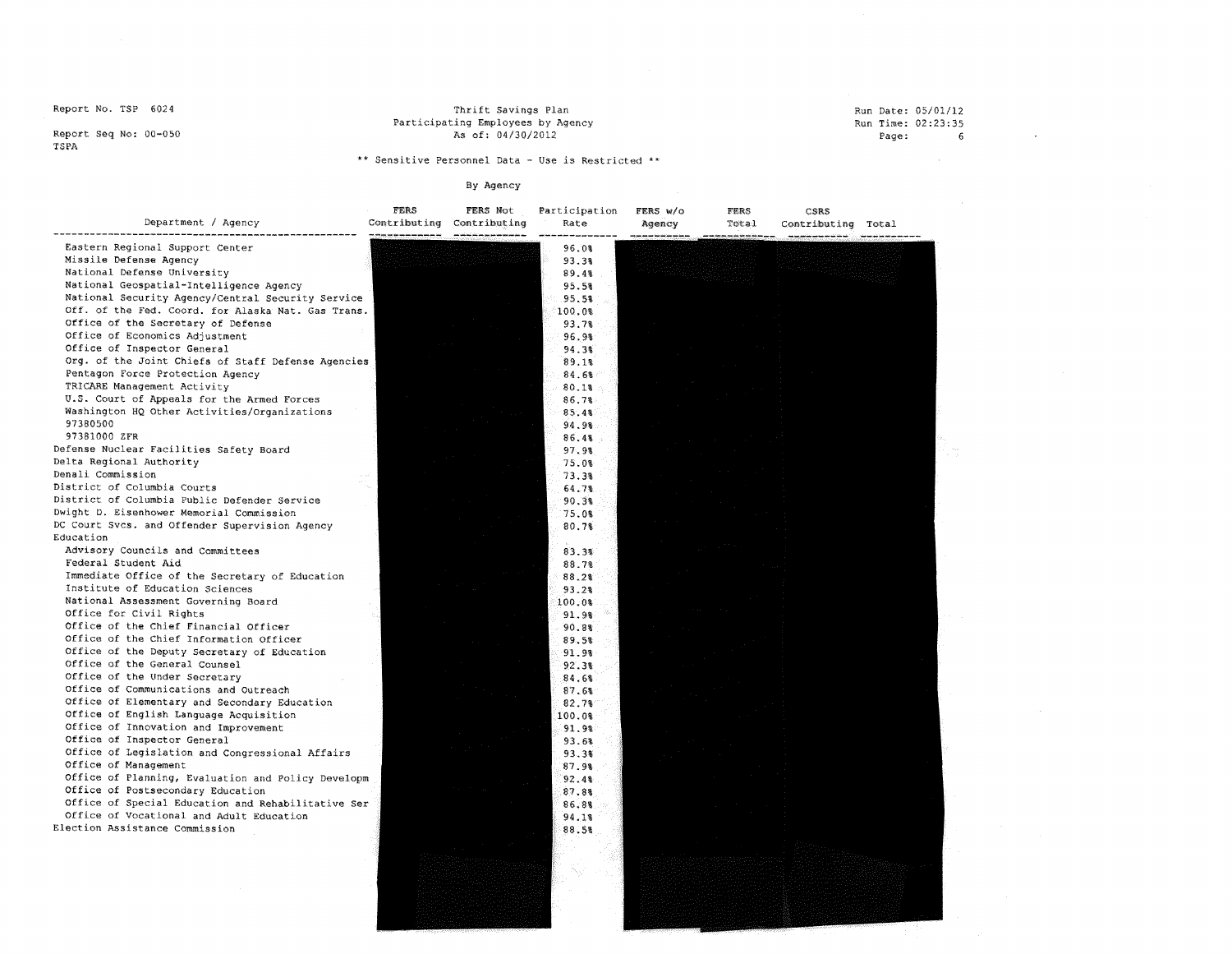Report No. TSP 6024

Report Seq No: 00-050

TSPA

Thrift Savings Plan
Participating Employees by Agency
As of: 04/30/2012

Run Date: 05/01/12
Run Time: 02:23:35

\*\* Sensitive Personnel Data - Use is Restricted \*\*

By Agency

| Department / Agency | FERS Contributing | FERS Not Contributing | Participation Rate | FERS w/o Agency | FERS Total | CSRS Contributing | Total |
|---|---|---|---|---|---|---|---|
| Eastern Regional Support Center | | | 96.0% | | | | |
| Missile Defense Agency | | | 93.3% | | | | |
| National Defense University | | | 89.4% | | | | |
| National Geospatial-Intelligence Agency | | | 95.5% | | | | |
| National Security Agency/Central Security Service | | | 95.5% | | | | |
| Off. of the Fed. Coord. for Alaska Nat. Gas Trans. | | | 100.0% | | | | |
| Office of the Secretary of Defense | | | 93.7% | | | | |
| Office of Economics Adjustment | | | 96.9% | | | | |
| Office of Inspector General | | | 94.3% | | | | |
| Org. of the Joint Chiefs of Staff Defense Agencies | | | 89.1% | | | | |
| Pentagon Force Protection Agency | | | 84.6% | | | | |
| TRICARE Management Activity | | | 80.1% | | | | |
| U.S. Court of Appeals for the Armed Forces | | | 86.7% | | | | |
| Washington HQ Other Activities/Organizations | | | 85.4% | | | | |
| 97380500 | | | 94.9% | | | | |
| 97381000 ZFR | | | 86.4% | | | | |
| Defense Nuclear Facilities Safety Board | | | 97.9% | | | | |
| Delta Regional Authority | | | 75.0% | | | | |
| Denali Commission | | | 73.3% | | | | |
| District of Columbia Courts | | | 64.7% | | | | |
| District of Columbia Public Defender Service | | | 90.3% | | | | |
| Dwight D. Eisenhower Memorial Commission | | | 75.0% | | | | |
| DC Court Svcs. and Offender Supervision Agency | | | 80.7% | | | | |
| Education | | | | | | | |
| Advisory Councils and Committees | | | 83.3% | | | | |
| Federal Student Aid | | | 88.7% | | | | |
| Immediate Office of the Secretary of Education | | | 88.2% | | | | |
| Institute of Education Sciences | | | 93.2% | | | | |
| National Assessment Governing Board | | | 100.0% | | | | |
| Office for Civil Rights | | | 91.9% | | | | |
| Office of the Chief Financial Officer | | | 90.8% | | | | |
| Office of the Chief Information Officer | | | 89.5% | | | | |
| Office of the Deputy Secretary of Education | | | 91.9% | | | | |
| Office of the General Counsel | | | 92.3% | | | | |
| Office of the Under Secretary | | | 84.6% | | | | |
| Office of Communications and Outreach | | | 87.6% | | | | |
| Office of Elementary and Secondary Education | | | 82.7% | | | | |
| Office of English Language Acquisition | | | 100.0% | | | | |
| Office of Innovation and Improvement | | | 91.9% | | | | |
| Office of Inspector General | | | 93.6% | | | | |
| Office of Legislation and Congressional Affairs | | | 93.3% | | | | |
| Office of Management | | | 87.9% | | | | |
| Office of Planning, Evaluation and Policy Developm | | | 92.4% | | | | |
| Office of Postsecondary Education | | | 87.8% | | | | |
| Office of Special Education and Rehabilitative Ser | | | 86.8% | | | | |
| Office of Vocational and Adult Education | | | 94.1% | | | | |
| Election Assistance Commission | | | 88.5% | | | | |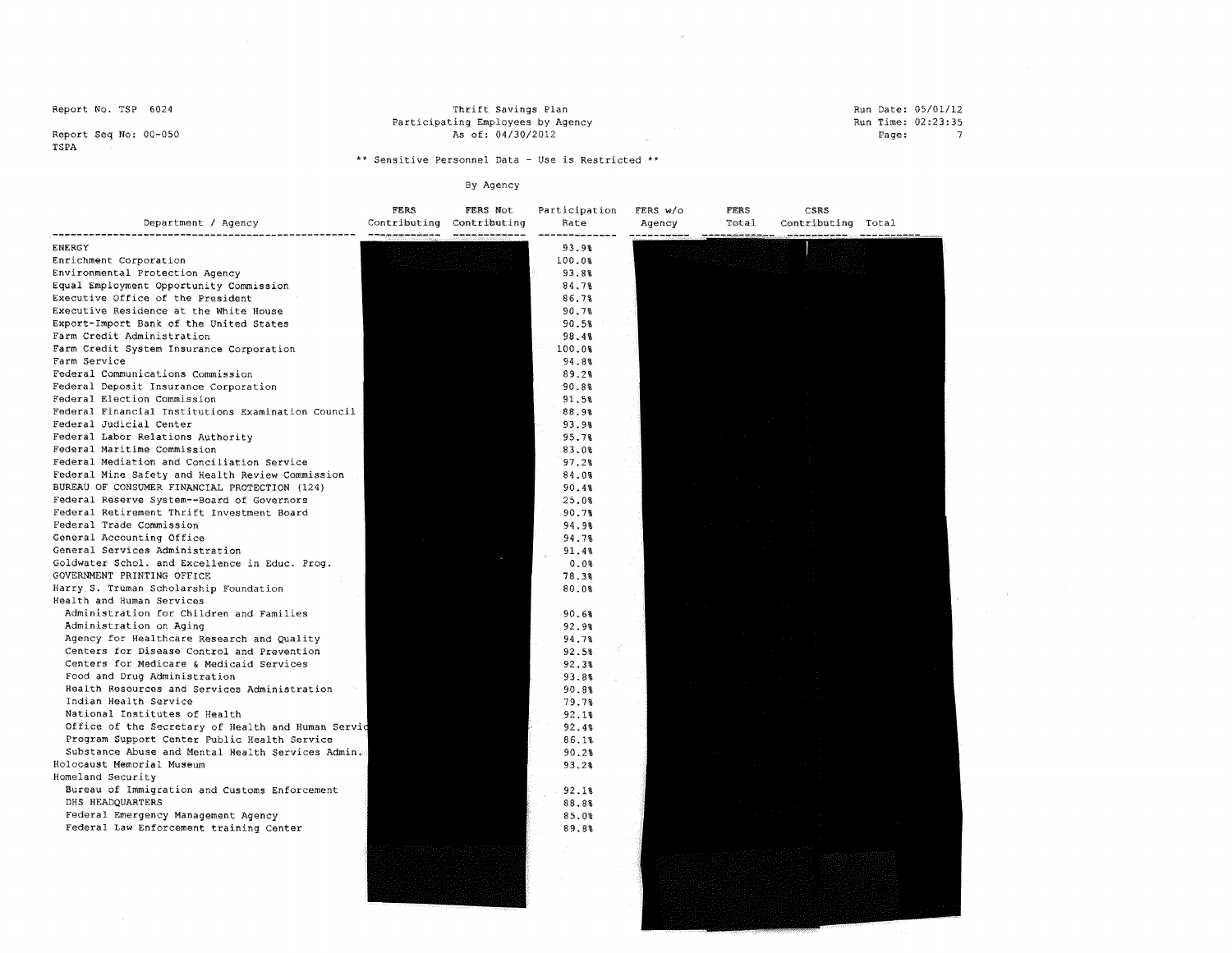Report No. TSP 6024

Report Seq No: 00-050

TSPA

Thrift Savings Plan

Participating Employees by Agency

As of: 04/30/2012

Run Date: 05/01/12

Run Time: 02:23:35

** Sensitive Personnel Data - Use is Restricted **

By Agency

| Department / Agency | FERS Contributing | FERS Not Contributing | Participation Rate | FERS w/o Agency | FERS Total | CSRS Contributing | Total |
|---|---|---|---|---|---|---|---|
| ENERGY | | | 93.9% | | | | |
| Enrichment Corporation | | | 100.0% | | | | |
| Environmental Protection Agency | | | 93.8% | | | | |
| Equal Employment Opportunity Commission | | | 84.7% | | | | |
| Executive Office of the President | | | 86.7% | | | | |
| Executive Residence at the White House | | | 90.7% | | | | |
| Export-Import Bank of the United States | | | 90.5% | | | | |
| Farm Credit Administration | | | 98.4% | | | | |
| Farm Credit System Insurance Corporation | | | 100.0% | | | | |
| Farm Service | | | 94.8% | | | | |
| Federal Communications Commission | | | 89.2% | | | | |
| Federal Deposit Insurance Corporation | | | 90.8% | | | | |
| Federal Election Commission | | | 91.5% | | | | |
| Federal Financial Institutions Examination Council | | | 88.9% | | | | |
| Federal Judicial Center | | | 93.9% | | | | |
| Federal Labor Relations Authority | | | 95.7% | | | | |
| Federal Maritime Commission | | | 83.0% | | | | |
| Federal Mediation and Conciliation Service | | | 97.2% | | | | |
| Federal Mine Safety and Health Review Commission | | | 84.0% | | | | |
| BUREAU OF CONSUMER FINANCIAL PROTECTION (124) | | | 90.4% | | | | |
| Federal Reserve System--Board of Governors | | | 25.0% | | | | |
| Federal Retirement Thrift Investment Board | | | 90.7% | | | | |
| Federal Trade Commission | | | 94.9% | | | | |
| General Accounting Office | | | 94.7% | | | | |
| General Services Administration | | | 91.4% | | | | |
| Goldwater Schol. and Excellence in Educ. Prog. | | | 0.0% | | | | |
| GOVERNMENT PRINTING OFFICE | | | 78.3% | | | | |
| Harry S. Truman Scholarship Foundation | | | 80.0% | | | | |
| Health and Human Services | | | | | | | |
| Administration for Children and Families | | | 90.6% | | | | |
| Administration on Aging | | | 92.9% | | | | |
| Agency for Healthcare Research and Quality | | | 94.7% | | | | |
| Centers for Disease Control and Prevention | | | 92.5% | | | | |
| Centers for Medicare & Medicaid Services | | | 92.3% | | | | |
| Food and Drug Administration | | | 93.8% | | | | |
| Health Resources and Services Administration | | | 90.8% | | | | |
| Indian Health Service | | | 79.7% | | | | |
| National Institutes of Health | | | 92.1% | | | | |
| Office of the Secretary of Health and Human Servic | | | 92.4% | | | | |
| Program Support Center Public Health Service | | | 86.1% | | | | |
| Substance Abuse and Mental Health Services Admin. | | | 90.2% | | | | |
| Holocaust Memorial Museum | | | 93.2% | | | | |
| Homeland Security | | | | | | | |
| Bureau of Immigration and Customs Enforcement | | | 92.1% | | | | |
| DHS HEADQUARTERS | | | 88.8% | | | | |
| Federal Emergency Management Agency | | | 85.0% | | | | |
| Federal Law Enforcement training Center | | | 89.8% | | | | |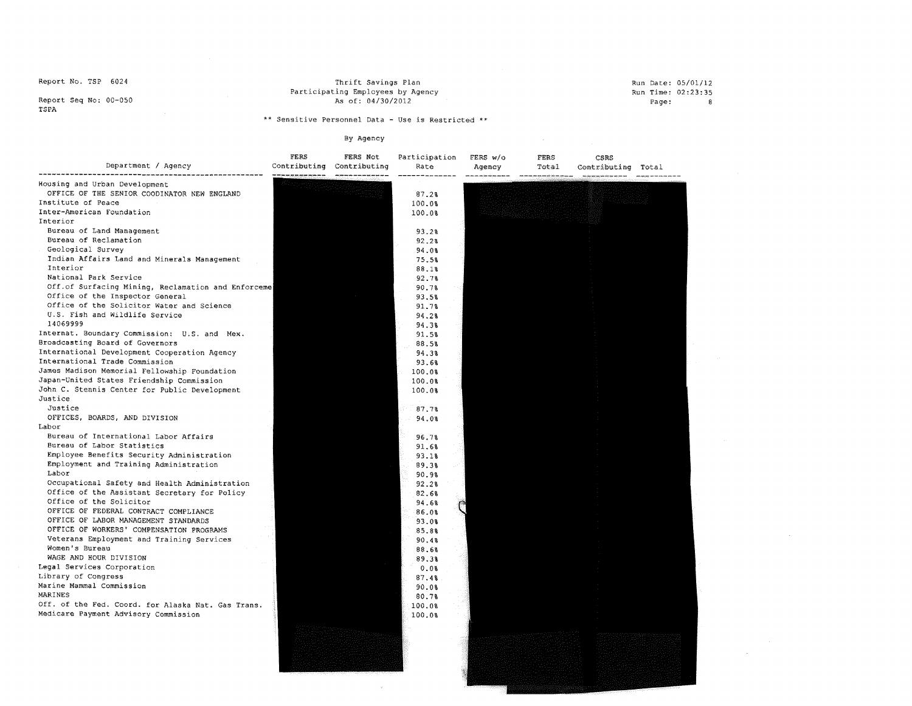Report No. TSP 6024

Report Seq No: 00-050

TSPA

Thrift Savings Plan
Participating Employees by Agency
As of: 04/30/2012

Run Date: 05/01/12
Run Time: 02:23:35

** Sensitive Personnel Data - Use is Restricted **

By Agency

| Department / Agency | FERS Contributing | FERS Not Contributing | Participation Rate | FERS w/o Agency | FERS Total | CSRS Contributing | Total |
|---|---|---|---|---|---|---|---|
| Housing and Urban Development | | | | | | | |
| OFFICE OF THE SENIOR COODINATOR NEW ENGLAND | | | 87.2% | | | | |
| Institute of Peace | | | 100.0% | | | | |
| Inter-American Foundation | | | 100.0% | | | | |
| Interior | | | | | | | |
| Bureau of Land Management | | | 93.2% | | | | |
| Bureau of Reclamation | | | 92.2% | | | | |
| Geological Survey | | | 94.0% | | | | |
| Indian Affairs Land and Minerals Management | | | 75.5% | | | | |
| Interior | | | 88.1% | | | | |
| National Park Service | | | 92.7% | | | | |
| Off.of Surfacing Mining, Reclamation and Enforceme | | | 90.7% | | | | |
| Office of the Inspector General | | | 93.5% | | | | |
| Office of the Solicitor Water and Science | | | 91.7% | | | | |
| U.S. Fish and Wildlife Service | | | 94.2% | | | | |
| 14069999 | | | 94.3% | | | | |
| Internat. Boundary Commission: U.S. and Mex. | | | 91.5% | | | | |
| Broadcasting Board of Governors | | | 88.5% | | | | |
| International Development Cooperation Agency | | | 94.3% | | | | |
| International Trade Commission | | | 93.6% | | | | |
| James Madison Memorial Fellowship Foundation | | | 100.0% | | | | |
| Japan-United States Friendship Commission | | | 100.0% | | | | |
| John C. Stennis Center for Public Development | | | 100.0% | | | | |
| Justice | | | | | | | |
| Justice | | | 87.7% | | | | |
| OFFICES, BOARDS, AND DIVISION | | | 94.0% | | | | |
| Labor | | | | | | | |
| Bureau of International Labor Affairs | | | 96.7% | | | | |
| Bureau of Labor Statistics | | | 91.6% | | | | |
| Employee Benefits Security Administration | | | 93.1% | | | | |
| Employment and Training Administration | | | 89.3% | | | | |
| Labor | | | 90.9% | | | | |
| Occupational Safety and Health Administration | | | 92.2% | | | | |
| Office of the Assistant Secretary for Policy | | | 82.6% | | | | |
| Office of the Solicitor | | | 94.6% | | | | |
| OFFICE OF FEDERAL CONTRACT COMPLIANCE | | | 86.0% | | | | |
| OFFICE OF LABOR MANAGEMENT STANDARDS | | | 93.0% | | | | |
| OFFICE OF WORKERS' COMPENSATION PROGRAMS | | | 85.8% | | | | |
| Veterans Employment and Training Services | | | 90.4% | | | | |
| Women's Bureau | | | 88.6% | | | | |
| WAGE AND HOUR DIVISION | | | 89.3% | | | | |
| Legal Services Corporation | | | 0.0% | | | | |
| Library of Congress | | | 87.4% | | | | |
| Marine Mammal Commission | | | 90.0% | | | | |
| MARINES | | | 80.7% | | | | |
| Off. of the Fed. Coord. for Alaska Nat. Gas Trans. | | | 100.0% | | | | |
| Medicare Payment Advisory Commission | | | 100.0% | | | | |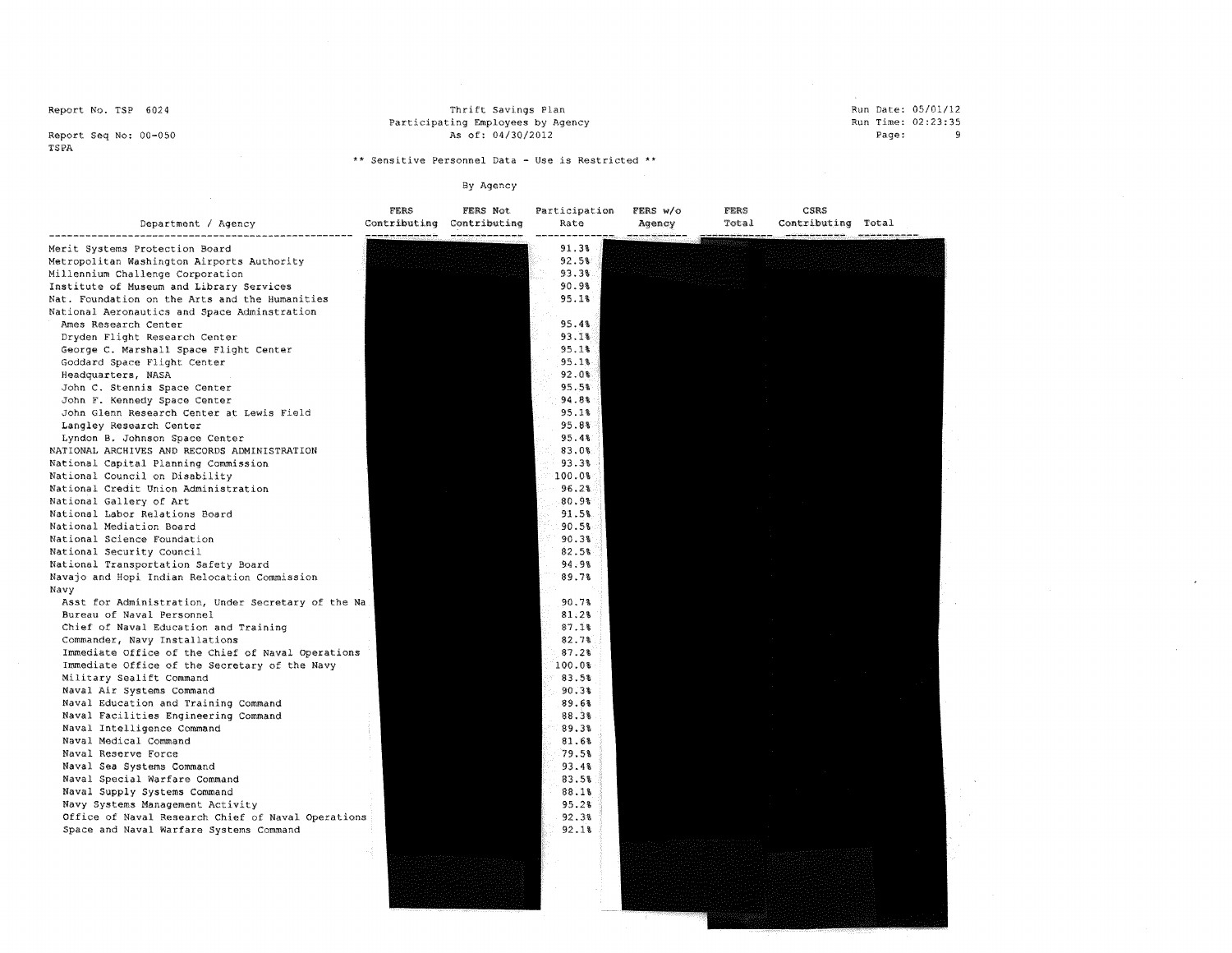Report No. TSP 6024
Report Seq No: 00-050
TSPA

Thrift Savings Plan
Participating Employees by Agency
As of: 04/30/2012

Run Date: 05/01/12
Run Time: 02:23:35

** Sensitive Personnel Data - Use is Restricted **

By Agency

| Department / Agency | FERS Contributing | FERS Not Contributing | Participation Rate | FERS w/o Agency | FERS Total | CSRS Contributing | Total |
|---|---|---|---|---|---|---|---|
| Merit Systems Protection Board | | | 91.3% | | | | |
| Metropolitan Washington Airports Authority | | | 92.5% | | | | |
| Millennium Challenge Corporation | | | 93.3% | | | | |
| Institute of Museum and Library Services | | | 90.9% | | | | |
| Nat. Foundation on the Arts and the Humanities | | | 95.1% | | | | |
| National Aeronautics and Space Adminstration | | | | | | | |
| Ames Research Center | | | 95.4% | | | | |
| Dryden Flight Research Center | | | 93.1% | | | | |
| George C. Marshall Space Flight Center | | | 95.1% | | | | |
| Goddard Space Flight Center | | | 95.1% | | | | |
| Headquarters, NASA | | | 92.0% | | | | |
| John C. Stennis Space Center | | | 95.5% | | | | |
| John F. Kennedy Space Center | | | 94.8% | | | | |
| John Glenn Research Center at Lewis Field | | | 95.1% | | | | |
| Langley Research Center | | | 95.8% | | | | |
| Lyndon B. Johnson Space Center | | | 95.4% | | | | |
| NATIONAL ARCHIVES AND RECORDS ADMINISTRATION | | | 83.0% | | | | |
| National Capital Planning Commission | | | 93.3% | | | | |
| National Council on Disability | | | 100.0% | | | | |
| National Credit Union Administration | | | 96.2% | | | | |
| National Gallery of Art | | | 80.9% | | | | |
| National Labor Relations Board | | | 91.5% | | | | |
| National Mediation Board | | | 90.5% | | | | |
| National Science Foundation | | | 90.3% | | | | |
| National Security Council | | | 82.5% | | | | |
| National Transportation Safety Board | | | 94.9% | | | | |
| Navajo and Hopi Indian Relocation Commission | | | 89.7% | | | | |
| Navy | | | | | | | |
| Asst for Administration, Under Secretary of the Na | | | 90.7% | | | | |
| Bureau of Naval Personnel | | | 81.2% | | | | |
| Chief of Naval Education and Training | | | 87.1% | | | | |
| Commander, Navy Installations | | | 82.7% | | | | |
| Immediate Office of the Chief of Naval Operations | | | 87.2% | | | | |
| Immediate Office of the Secretary of the Navy | | | 100.0% | | | | |
| Military Sealift Command | | | 83.5% | | | | |
| Naval Air Systems Command | | | 90.3% | | | | |
| Naval Education and Training Command | | | 89.6% | | | | |
| Naval Facilities Engineering Command | | | 88.3% | | | | |
| Naval Intelligence Command | | | 89.3% | | | | |
| Naval Medical Command | | | 81.6% | | | | |
| Naval Reserve Force | | | 79.5% | | | | |
| Naval Sea Systems Command | | | 93.4% | | | | |
| Naval Special Warfare Command | | | 83.5% | | | | |
| Naval Supply Systems Command | | | 88.1% | | | | |
| Navy Systems Management Activity | | | 95.2% | | | | |
| Office of Naval Research Chief of Naval Operations | | | 92.3% | | | | |
| Space and Naval Warfare Systems Command | | | 92.1% | | | | |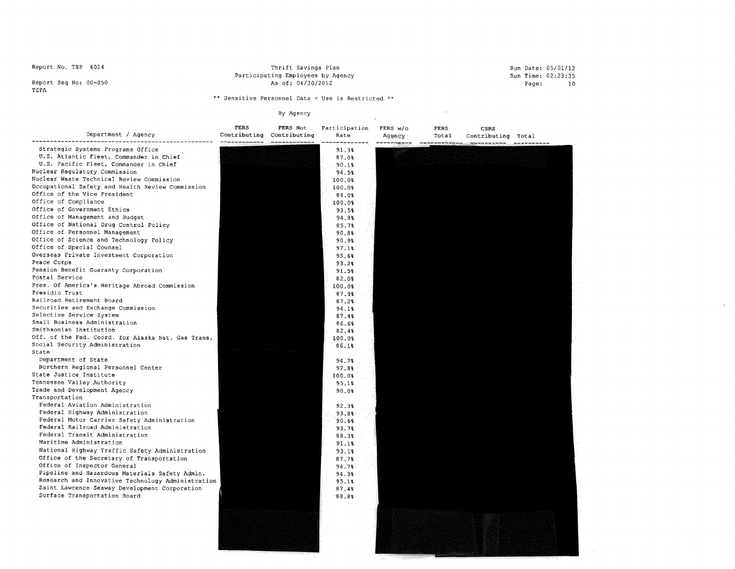Report No. TSP 6024

Report Seq No: 00-050

TSPA

Thrift Savings Plan
Participating Employees by Agency
As of: 04/30/2012

Run Date: 05/01/12
Run Time: 02:23:35

** Sensitive Personnel Data - Use is Restricted **

By Agency

| Department / Agency | FERS Contributing | FERS Not Contributing | Participation Rate | FERS w/o Agency | FERS Total | CSRS Contributing | Total |
|---|---|---|---|---|---|---|---|
| Strategic Systems Programs Office | | | 91.3% | | | | |
| U.S. Atlantic Fleet, Commander in Chief | | | 87.0% | | | | |
| U.S. Pacific Fleet, Commander in Chief | | | 90.1% | | | | |
| Nuclear Regulatory Commission | | | 94.5% | | | | |
| Nuclear Waste Technical Review Commission | | | 100.0% | | | | |
| Occupational Safety and Health Review Commission | | | 100.0% | | | | |
| Office of the Vice President | | | 84.0% | | | | |
| Office of Compliance | | | 100.0% | | | | |
| Office of Government Ethics | | | 93.5% | | | | |
| Office of Management and Budget | | | 94.8% | | | | |
| Office of National Drug Control Policy | | | 85.7% | | | | |
| Office of Personnel Management | | | 90.8% | | | | |
| Office of Science and Technology Policy | | | 90.9% | | | | |
| Office of Special Counsel | | | 97.1% | | | | |
| Overseas Private Investment Corporation | | | 95.6% | | | | |
| Peace Corps | | | 93.2% | | | | |
| Pension Benefit Guaranty Corporation | | | 91.5% | | | | |
| Postal Service | | | 82.0% | | | | |
| Pres. Of America's Heritage Abroad Commission | | | 100.0% | | | | |
| Presidio Trust | | | 87.9% | | | | |
| Railroad Retirement Board | | | 87.2% | | | | |
| Securities and Exchange Commission | | | 94.1% | | | | |
| Selective Service System | | | 87.4% | | | | |
| Small Business Administration | | | 86.6% | | | | |
| Smithsonian Institution | | | 82.4% | | | | |
| Off. of the Fed. Coord. for Alaska Nat. Gas Trans. | | | 100.0% | | | | |
| Social Security Administration | | | 86.1% | | | | |
| State | | | | | | | |
| Department of State | | | 94.7% | | | | |
| Northern Regional Personnel Center | | | 97.8% | | | | |
| State Justice Institute | | | 100.0% | | | | |
| Tennessee Valley Authority | | | 95.1% | | | | |
| Trade and Development Agency | | | 90.0% | | | | |
| Transportation | | | | | | | |
| Federal Aviation Administration | | | 92.3% | | | | |
| Federal Highway Administration | | | 93.8% | | | | |
| Federal Motor Carrier Safety Administration | | | 90.6% | | | | |
| Federal Railroad Administration | | | 93.7% | | | | |
| Federal Transit Administration | | | 88.3% | | | | |
| Maritime Administration | | | 91.1% | | | | |
| National Highway Traffic Safety Administration | | | 93.1% | | | | |
| Office of the Secretary of Transportation | | | 87.7% | | | | |
| Office of Inspector General | | | 94.7% | | | | |
| Pipeline and Hazardous Materials Safety Admin. | | | 94.3% | | | | |
| Research and Innovative Technology Administration | | | 95.1% | | | | |
| Saint Lawrence Seaway Development Corporation | | | 87.4% | | | | |
| Surface Transportation Board | | | 88.8% | | | | |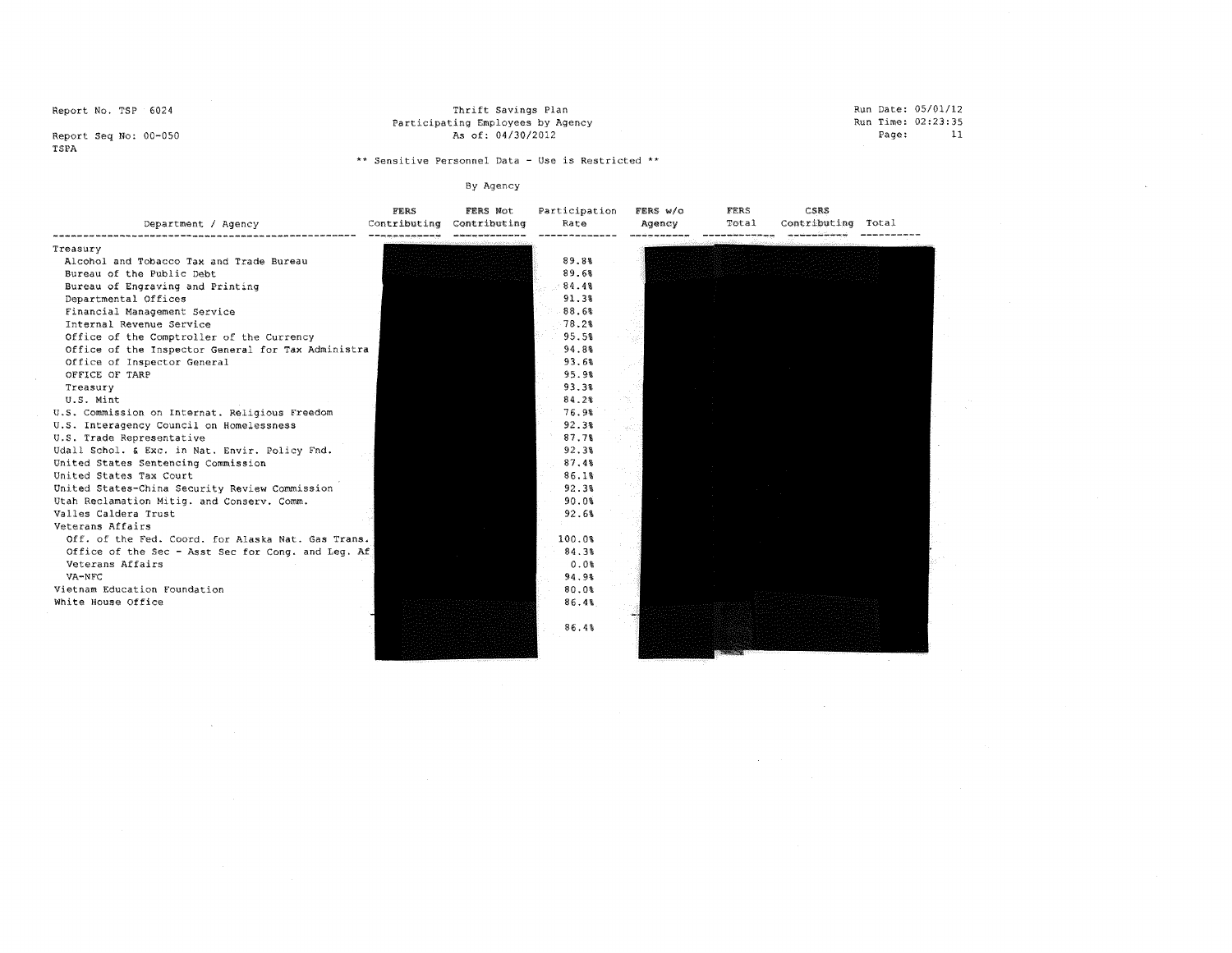Report No. TSP 6024

Report Seq No: 00-050

TSPA

Thrift Savings Plan
Participating Employees by Agency
As of: 04/30/2012

Run Date: 05/01/12
Run Time: 02:23:35

** Sensitive Personnel Data - Use is Restricted **

By Agency

| Department / Agency | FERS Contributing | FERS Not Contributing | Participation Rate | FERS w/o Agency | FERS Total | CSRS Contributing | Total |
|---|---|---|---|---|---|---|---|
| Treasury | | | | | | | |
| Alcohol and Tobacco Tax and Trade Bureau | | | 89.8% | | | | |
| Bureau of the Public Debt | | | 89.6% | | | | |
| Bureau of Engraving and Printing | | | 84.4% | | | | |
| Departmental Offices | | | 91.3% | | | | |
| Financial Management Service | | | 88.6% | | | | |
| Internal Revenue Service | | | 78.2% | | | | |
| Office of the Comptroller of the Currency | | | 95.5% | | | | |
| Office of the Inspector General for Tax Administra | | | 94.8% | | | | |
| Office of Inspector General | | | 93.6% | | | | |
| OFFICE OF TARP | | | 95.9% | | | | |
| Treasury | | | 93.3% | | | | |
| U.S. Mint | | | 84.2% | | | | |
| U.S. Commission on Internat. Religious Freedom | | | 76.9% | | | | |
| U.S. Interagency Council on Homelessness | | | 92.3% | | | | |
| U.S. Trade Representative | | | 87.7% | | | | |
| Udall Schol. & Exc. in Nat. Envir. Policy Fnd. | | | 92.3% | | | | |
| United States Sentencing Commission | | | 87.4% | | | | |
| United States Tax Court | | | 86.1% | | | | |
| United States-China Security Review Commission | | | 92.3% | | | | |
| Utah Reclamation Mitig. and Conserv. Comm. | | | 90.0% | | | | |
| Valles Caldera Trust | | | 92.6% | | | | |
| Veterans Affairs | | | | | | | |
| Off. of the Fed. Coord. for Alaska Nat. Gas Trans. | | | 100.0% | | | | |
| Office of the Sec - Asst Sec for Cong. and Leg. Af | | | 84.3% | | | | |
| Veterans Affairs | | | 0.0% | | | | |
| VA-NFC | | | 94.9% | | | | |
| Vietnam Education Foundation | | | 80.0% | | | | |
| White House Office | | | 86.4% | | | | |
| | | | 86.4% | | | | |